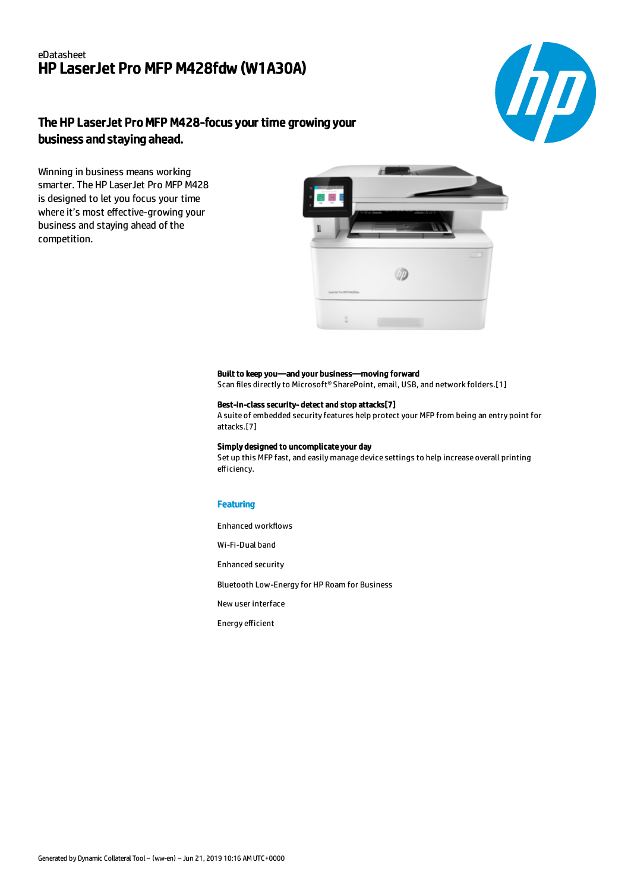eDatasheet

# HP LaserJet Pro MFP M428fdw (W1A30A)

## The HP LaserJet Pro MFP M428-focus your time growing your business and staying ahead.

Winning in business means working smarter. The HP LaserJet Pro MFP M428 is designed to let you focus your time where it's most effective-growing your business and staying ahead of the competition.

**Built to keep you—and your business—moving forward**
Scan files directly to Microsoft® SharePoint, email, USB, and network folders.[1]

**Best-in-class security- detect and stop attacks[7]**
A suite of embedded security features help protect your MFP from being an entry point for attacks.[7]

**Simply designed to uncomplicate your day**
Set up this MFP fast, and easily manage device settings to help increase overall printing efficiency.

### Featuring

Enhanced workflows

Wi-Fi-Dual band

Enhanced security

Bluetooth Low-Energy for HP Roam for Business

New user interface

Energy efficient

Generated by Dynamic Collateral Tool – (ww-en) – Jun 21, 2019 10:16 AM UTC+0000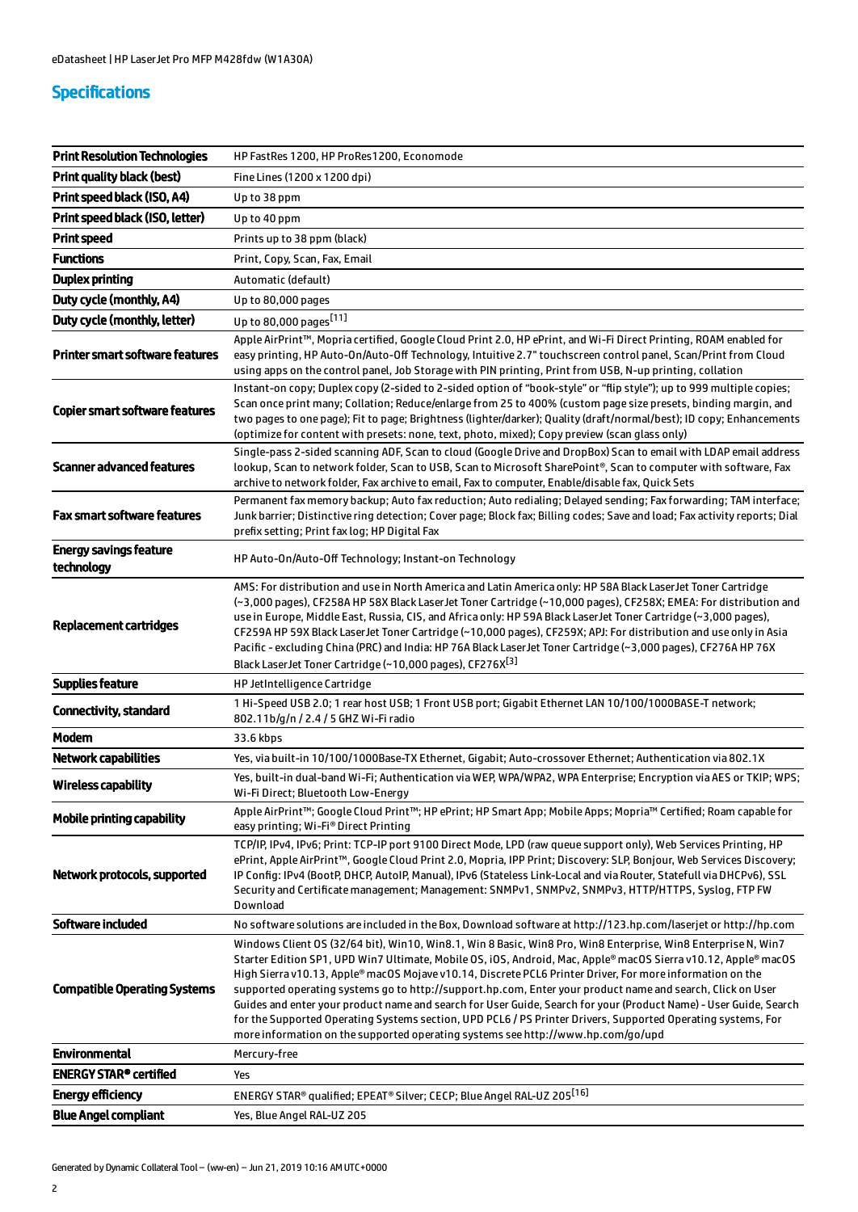## Specifications

| | |
|---|---|
| **Print Resolution Technologies** | HP FastRes 1200, HP ProRes1200, Economode |
| **Print quality black (best)** | Fine Lines (1200 x 1200 dpi) |
| **Print speed black (ISO, A4)** | Up to 38 ppm |
| **Print speed black (ISO, letter)** | Up to 40 ppm |
| **Print speed** | Prints up to 38 ppm (black) |
| **Functions** | Print, Copy, Scan, Fax, Email |
| **Duplex printing** | Automatic (default) |
| **Duty cycle (monthly, A4)** | Up to 80,000 pages |
| **Duty cycle (monthly, letter)** | Up to 80,000 pages[11] |
| **Printer smart software features** | Apple AirPrint™, Mopria certified, Google Cloud Print 2.0, HP ePrint, and Wi-Fi Direct Printing, ROAM enabled for easy printing, HP Auto-On/Auto-Off Technology, Intuitive 2.7" touchscreen control panel, Scan/Print from Cloud using apps on the control panel, Job Storage with PIN printing, Print from USB, N-up printing, collation |
| **Copier smart software features** | Instant-on copy; Duplex copy (2-sided to 2-sided option of "book-style" or "flip style"); up to 999 multiple copies; Scan once print many; Collation; Reduce/enlarge from 25 to 400% (custom page size presets, binding margin, and two pages to one page); Fit to page; Brightness (lighter/darker); Quality (draft/normal/best); ID copy; Enhancements (optimize for content with presets: none, text, photo, mixed); Copy preview (scan glass only) |
| **Scanner advanced features** | Single-pass 2-sided scanning ADF, Scan to cloud (Google Drive and DropBox) Scan to email with LDAP email address lookup, Scan to network folder, Scan to USB, Scan to Microsoft SharePoint®, Scan to computer with software, Fax archive to network folder, Fax archive to email, Fax to computer, Enable/disable fax, Quick Sets |
| **Fax smart software features** | Permanent fax memory backup; Auto fax reduction; Auto redialing; Delayed sending; Fax forwarding; TAM interface; Junk barrier; Distinctive ring detection; Cover page; Block fax; Billing codes; Save and load; Fax activity reports; Dial prefix setting; Print fax log; HP Digital Fax |
| **Energy savings feature technology** | HP Auto-On/Auto-Off Technology; Instant-on Technology |
| **Replacement cartridges** | AMS: For distribution and use in North America and Latin America only: HP 58A Black LaserJet Toner Cartridge (~3,000 pages), CF258A HP 58X Black LaserJet Toner Cartridge (~10,000 pages), CF258X; EMEA: For distribution and use in Europe, Middle East, Russia, CIS, and Africa only: HP 59A Black LaserJet Toner Cartridge (~3,000 pages), CF259A HP 59X Black LaserJet Toner Cartridge (~10,000 pages), CF259X; APJ: For distribution and use only in Asia Pacific - excluding China (PRC) and India: HP 76A Black LaserJet Toner Cartridge (~3,000 pages), CF276A HP 76X Black LaserJet Toner Cartridge (~10,000 pages), CF276X[3] |
| **Supplies feature** | HP JetIntelligence Cartridge |
| **Connectivity, standard** | 1 Hi-Speed USB 2.0; 1 rear host USB; 1 Front USB port; Gigabit Ethernet LAN 10/100/1000BASE-T network; 802.11b/g/n / 2.4 / 5 GHZ Wi-Fi radio |
| **Modem** | 33.6 kbps |
| **Network capabilities** | Yes, via built-in 10/100/1000Base-TX Ethernet, Gigabit; Auto-crossover Ethernet; Authentication via 802.1X |
| **Wireless capability** | Yes, built-in dual-band Wi-Fi; Authentication via WEP, WPA/WPA2, WPA Enterprise; Encryption via AES or TKIP; WPS; Wi-Fi Direct; Bluetooth Low-Energy |
| **Mobile printing capability** | Apple AirPrint™; Google Cloud Print™; HP ePrint; HP Smart App; Mobile Apps; Mopria™ Certified; Roam capable for easy printing; Wi-Fi® Direct Printing |
| **Network protocols, supported** | TCP/IP, IPv4, IPv6; Print: TCP-IP port 9100 Direct Mode, LPD (raw queue support only), Web Services Printing, HP ePrint, Apple AirPrint™, Google Cloud Print 2.0, Mopria, IPP Print; Discovery: SLP, Bonjour, Web Services Discovery; IP Config: IPv4 (BootP, DHCP, AutoIP, Manual), IPv6 (Stateless Link-Local and via Router, Statefull via DHCPv6), SSL Security and Certificate management; Management: SNMPv1, SNMPv2, SNMPv3, HTTP/HTTPS, Syslog, FTP FW Download |
| **Software included** | No software solutions are included in the Box, Download software at http://123.hp.com/laserjet or http://hp.com |
| **Compatible Operating Systems** | Windows Client OS (32/64 bit), Win10, Win8.1, Win 8 Basic, Win8 Pro, Win8 Enterprise, Win8 Enterprise N, Win7 Starter Edition SP1, UPD Win7 Ultimate, Mobile OS, iOS, Android, Mac, Apple® macOS Sierra v10.12, Apple® macOS High Sierra v10.13, Apple® macOS Mojave v10.14, Discrete PCL6 Printer Driver, For more information on the supported operating systems go to http://support.hp.com, Enter your product name and search, Click on User Guides and enter your product name and search for User Guide, Search for your (Product Name) - User Guide, Search for the Supported Operating Systems section, UPD PCL6 / PS Printer Drivers, Supported Operating systems, For more information on the supported operating systems see http://www.hp.com/go/upd |
| **Environmental** | Mercury-free |
| **ENERGY STAR® certified** | Yes |
| **Energy efficiency** | ENERGY STAR® qualified; EPEAT® Silver; CECP; Blue Angel RAL-UZ 205[16] |
| **Blue Angel compliant** | Yes, Blue Angel RAL-UZ 205 |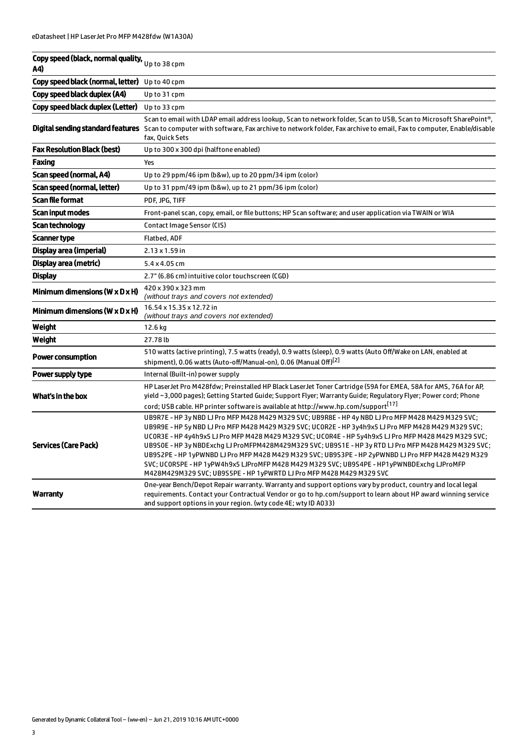| | |
|---|---|
| **Copy speed (black, normal quality, A4)** | Up to 38 cpm |
| **Copy speed black (normal, letter)** | Up to 40 cpm |
| **Copy speed black duplex (A4)** | Up to 31 cpm |
| **Copy speed black duplex (Letter)** | Up to 33 cpm |
| **Digital sending standard features** | Scan to email with LDAP email address lookup, Scan to network folder, Scan to USB, Scan to Microsoft SharePoint®, Scan to computer with software, Fax archive to network folder, Fax archive to email, Fax to computer, Enable/disable fax, Quick Sets |
| **Fax Resolution Black (best)** | Up to 300 x 300 dpi (halftone enabled) |
| **Faxing** | Yes |
| **Scan speed (normal, A4)** | Up to 29 ppm/46 ipm (b&w), up to 20 ppm/34 ipm (color) |
| **Scan speed (normal, letter)** | Up to 31 ppm/49 ipm (b&w), up to 21 ppm/36 ipm (color) |
| **Scan file format** | PDF, JPG, TIFF |
| **Scan input modes** | Front-panel scan, copy, email, or file buttons; HP Scan software; and user application via TWAIN or WIA |
| **Scan technology** | Contact Image Sensor (CIS) |
| **Scanner type** | Flatbed, ADF |
| **Display area (imperial)** | 2.13 x 1.59 in |
| **Display area (metric)** | 5.4 x 4.05 cm |
| **Display** | 2.7" (6.86 cm) intuitive color touchscreen (CGD) |
| **Minimum dimensions (W x D x H)** | 420 x 390 x 323 mm *(without trays and covers not extended)* |
| **Minimum dimensions (W x D x H)** | 16.54 x 15.35 x 12.72 in *(without trays and covers not extended)* |
| **Weight** | 12.6 kg |
| **Weight** | 27.78 lb |
| **Power consumption** | 510 watts (active printing), 7.5 watts (ready), 0.9 watts (sleep), 0.9 watts (Auto Off/Wake on LAN, enabled at shipment), 0.06 watts (Auto-off/Manual-on), 0.06 (Manual Off)[2] |
| **Power supply type** | Internal (Built-in) power supply |
| **What's in the box** | HP LaserJet Pro M428fdw; Preinstalled HP Black LaserJet Toner Cartridge (59A for EMEA, 58A for AMS, 76A for AP, yield ~3,000 pages); Getting Started Guide; Support Flyer; Warranty Guide; Regulatory Flyer; Power cord; Phone cord; USB cable. HP printer software is available at http://www.hp.com/support[17] |
| **Services (Care Pack)** | UB9R7E - HP 3y NBD LJ Pro MFP M428 M429 M329 SVC; UB9R8E - HP 4y NBD LJ Pro MFP M428 M429 M329 SVC; UB9R9E - HP 5y NBD LJ Pro MFP M428 M429 M329 SVC; UC0R2E - HP 3y4h9x5 LJ Pro MFP M428 M429 M329 SVC; UC0R3E - HP 4y4h9x5 LJ Pro MFP M428 M429 M329 SVC; UC0R4E - HP 5y4h9x5 LJ Pro MFP M428 M429 M329 SVC; UB9S0E - HP 3y NBDExchg LJ ProMFPM428M429M329 SVC; UB9S1E - HP 3y RTD LJ Pro MFP M428 M429 M329 SVC; UB9S2PE - HP 1yPWNBD LJ Pro MFP M428 M429 M329 SVC; UB9S3PE - HP 2yPWNBD LJ Pro MFP M428 M429 M329 SVC; UC0R5PE - HP 1yPW4h9x5 LJProMFP M428 M429 M329 SVC; UB9S4PE - HP1yPWNBDExchg LJProMFP M428M429M329 SVC; UB9S5PE - HP 1yPWRTD LJ Pro MFP M428 M429 M329 SVC |
| **Warranty** | One-year Bench/Depot Repair warranty. Warranty and support options vary by product, country and local legal requirements. Contact your Contractual Vendor or go to hp.com/support to learn about HP award winning service and support options in your region. (wty code 4E; wty ID A033) |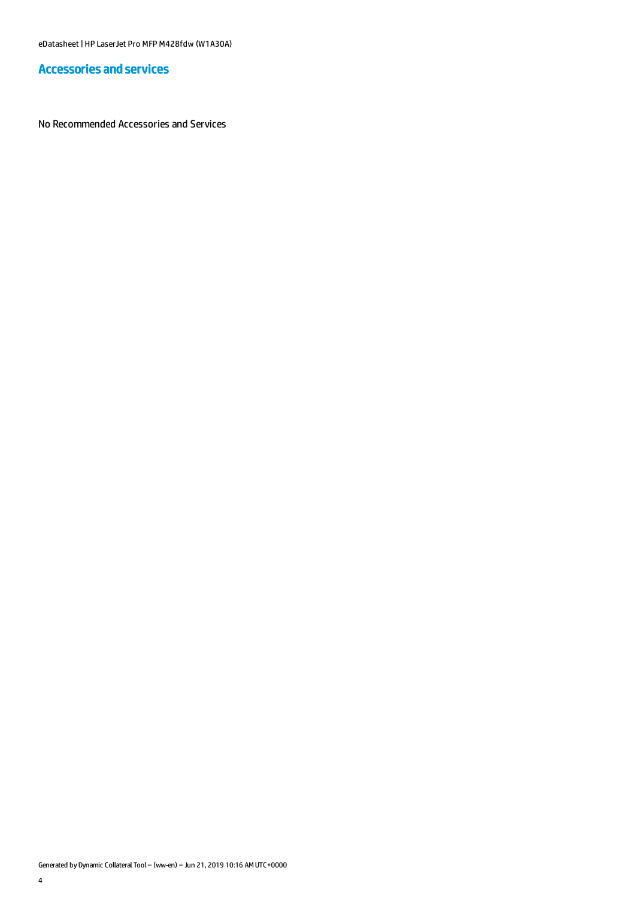## Accessories and services

No Recommended Accessories and Services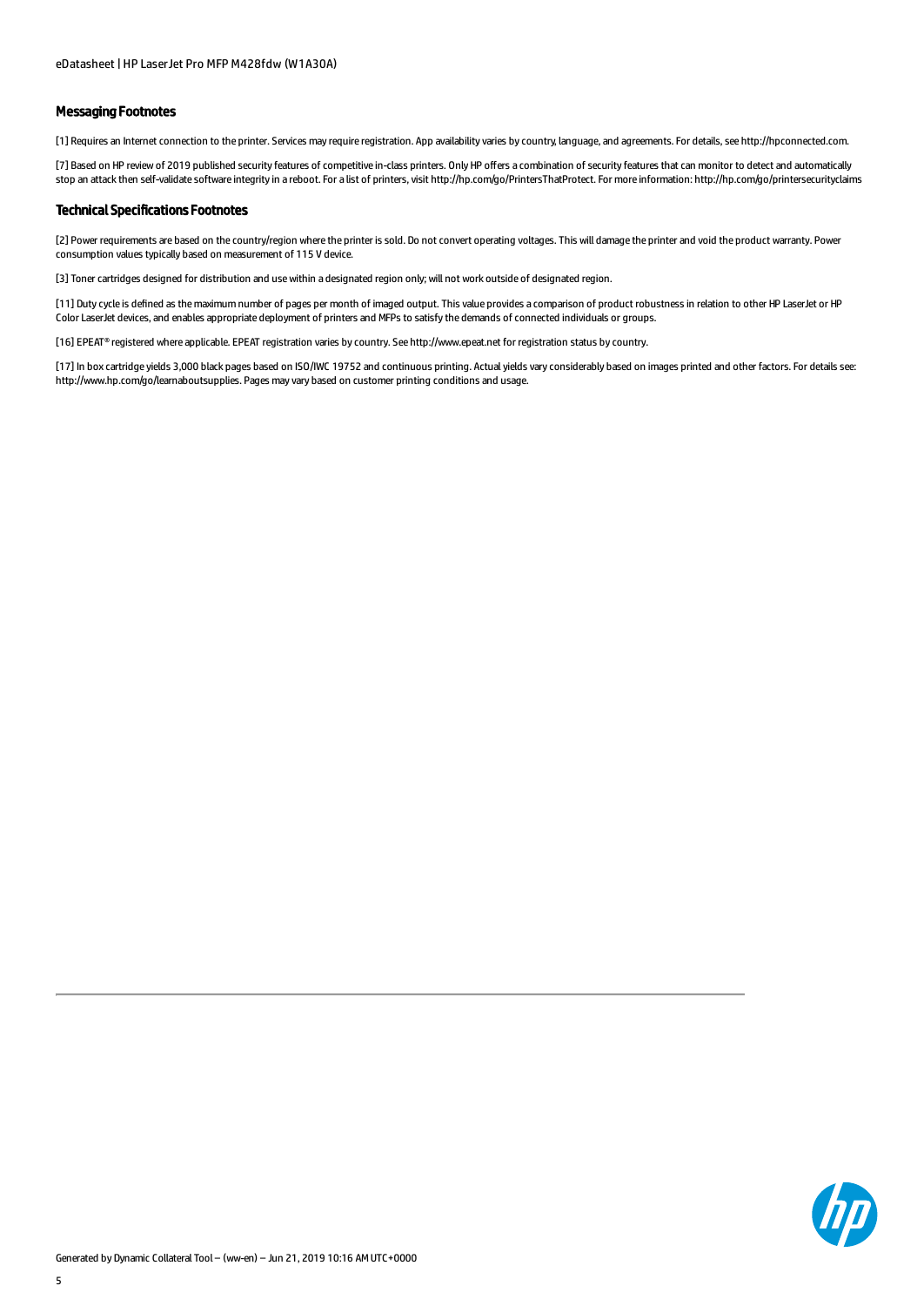## Messaging Footnotes

[1] Requires an Internet connection to the printer. Services may require registration. App availability varies by country, language, and agreements. For details, see http://hpconnected.com.

[7] Based on HP review of 2019 published security features of competitive in-class printers. Only HP offers a combination of security features that can monitor to detect and automatically stop an attack then self-validate software integrity in a reboot. For a list of printers, visit http://hp.com/go/PrintersThatProtect. For more information: http://hp.com/go/printersecurityclaims

## Technical Specifications Footnotes

[2] Power requirements are based on the country/region where the printer is sold. Do not convert operating voltages. This will damage the printer and void the product warranty. Power consumption values typically based on measurement of 115 V device.

[3] Toner cartridges designed for distribution and use within a designated region only; will not work outside of designated region.

[11] Duty cycle is defined as the maximum number of pages per month of imaged output. This value provides a comparison of product robustness in relation to other HP LaserJet or HP Color LaserJet devices, and enables appropriate deployment of printers and MFPs to satisfy the demands of connected individuals or groups.

[16] EPEAT® registered where applicable. EPEAT registration varies by country. See http://www.epeat.net for registration status by country.

[17] In box cartridge yields 3,000 black pages based on ISO/IWC 19752 and continuous printing. Actual yields vary considerably based on images printed and other factors. For details see: http://www.hp.com/go/learnaboutsupplies. Pages may vary based on customer printing conditions and usage.

Generated by Dynamic Collateral Tool – (ww-en) – Jun 21, 2019 10:16 AM UTC+0000